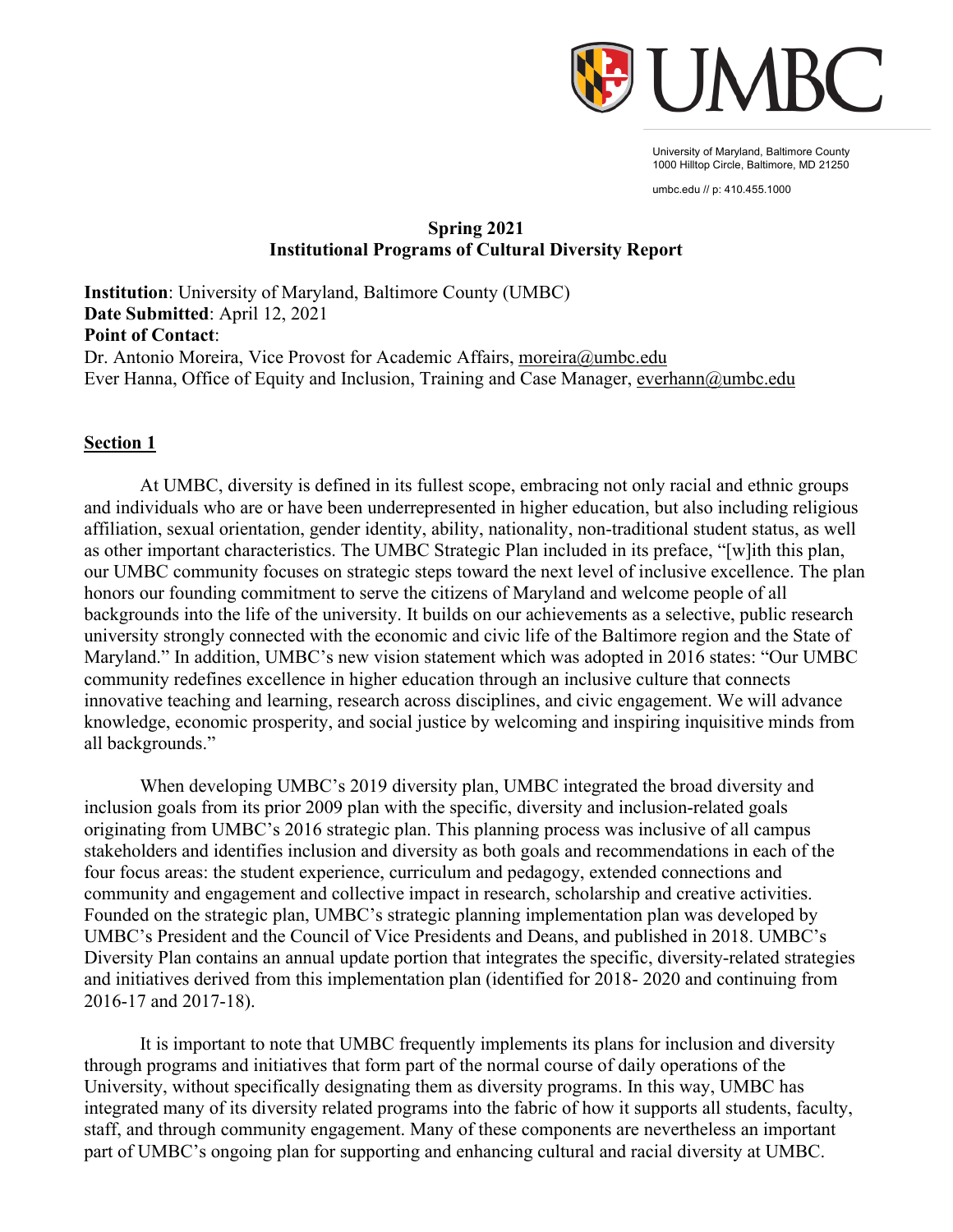University of Maryland, Baltimore County
1000 Hilltop Circle, Baltimore, MD 21250

umbc.edu // p: 410.455.1000

**Spring 2021**
**Institutional Programs of Cultural Diversity Report**

**Institution**: University of Maryland, Baltimore County (UMBC)
**Date Submitted**: April 12, 2021
**Point of Contact**:
Dr. Antonio Moreira, Vice Provost for Academic Affairs, moreira@umbc.edu
Ever Hanna, Office of Equity and Inclusion, Training and Case Manager, everhann@umbc.edu

## Section 1

At UMBC, diversity is defined in its fullest scope, embracing not only racial and ethnic groups and individuals who are or have been underrepresented in higher education, but also including religious affiliation, sexual orientation, gender identity, ability, nationality, non-traditional student status, as well as other important characteristics. The UMBC Strategic Plan included in its preface, "[w]ith this plan, our UMBC community focuses on strategic steps toward the next level of inclusive excellence. The plan honors our founding commitment to serve the citizens of Maryland and welcome people of all backgrounds into the life of the university. It builds on our achievements as a selective, public research university strongly connected with the economic and civic life of the Baltimore region and the State of Maryland." In addition, UMBC's new vision statement which was adopted in 2016 states: "Our UMBC community redefines excellence in higher education through an inclusive culture that connects innovative teaching and learning, research across disciplines, and civic engagement. We will advance knowledge, economic prosperity, and social justice by welcoming and inspiring inquisitive minds from all backgrounds."

When developing UMBC's 2019 diversity plan, UMBC integrated the broad diversity and inclusion goals from its prior 2009 plan with the specific, diversity and inclusion-related goals originating from UMBC's 2016 strategic plan. This planning process was inclusive of all campus stakeholders and identifies inclusion and diversity as both goals and recommendations in each of the four focus areas: the student experience, curriculum and pedagogy, extended connections and community and engagement and collective impact in research, scholarship and creative activities. Founded on the strategic plan, UMBC's strategic planning implementation plan was developed by UMBC's President and the Council of Vice Presidents and Deans, and published in 2018. UMBC's Diversity Plan contains an annual update portion that integrates the specific, diversity-related strategies and initiatives derived from this implementation plan (identified for 2018- 2020 and continuing from 2016-17 and 2017-18).

It is important to note that UMBC frequently implements its plans for inclusion and diversity through programs and initiatives that form part of the normal course of daily operations of the University, without specifically designating them as diversity programs. In this way, UMBC has integrated many of its diversity related programs into the fabric of how it supports all students, faculty, staff, and through community engagement. Many of these components are nevertheless an important part of UMBC's ongoing plan for supporting and enhancing cultural and racial diversity at UMBC.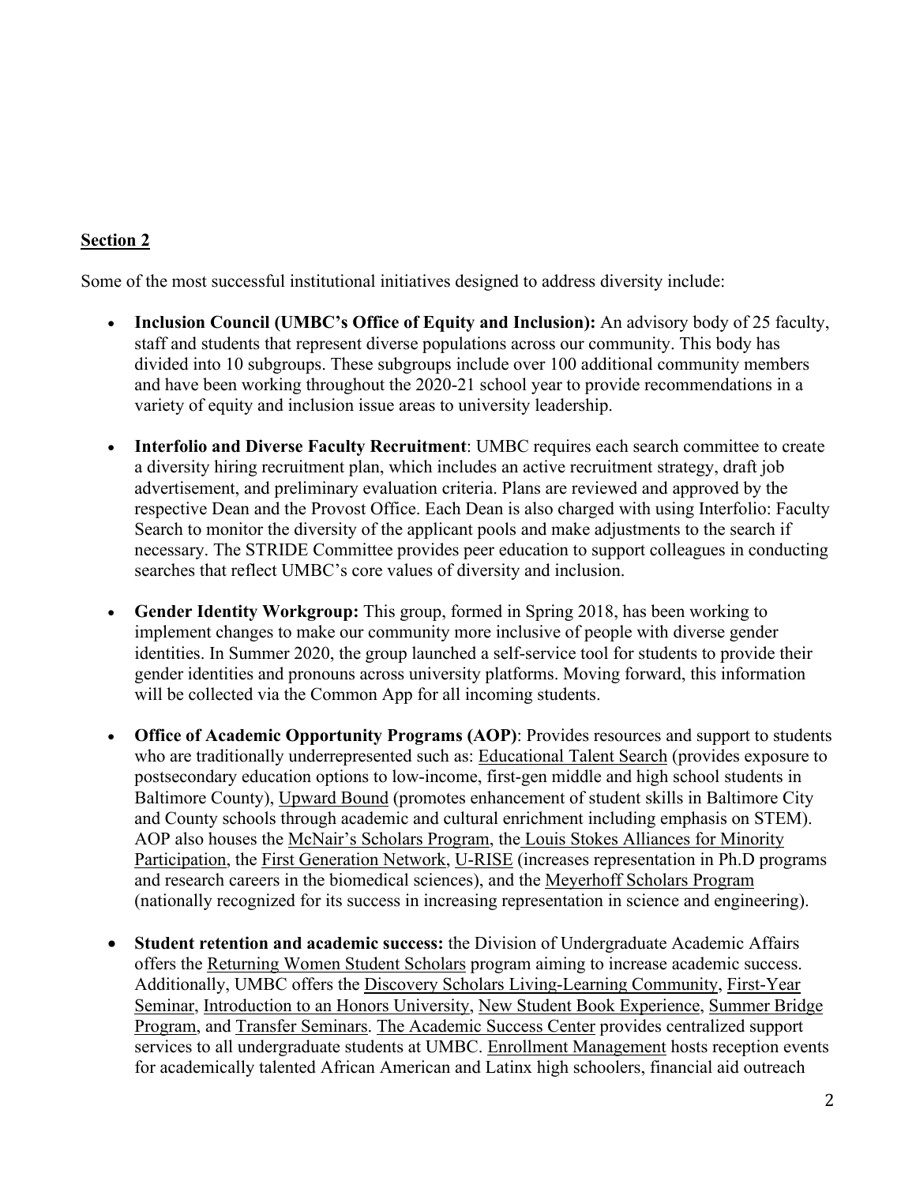**Section 2**

Some of the most successful institutional initiatives designed to address diversity include:

- **Inclusion Council (UMBC's Office of Equity and Inclusion):** An advisory body of 25 faculty, staff and students that represent diverse populations across our community. This body has divided into 10 subgroups. These subgroups include over 100 additional community members and have been working throughout the 2020-21 school year to provide recommendations in a variety of equity and inclusion issue areas to university leadership.

- **Interfolio and Diverse Faculty Recruitment**: UMBC requires each search committee to create a diversity hiring recruitment plan, which includes an active recruitment strategy, draft job advertisement, and preliminary evaluation criteria. Plans are reviewed and approved by the respective Dean and the Provost Office. Each Dean is also charged with using Interfolio: Faculty Search to monitor the diversity of the applicant pools and make adjustments to the search if necessary. The STRIDE Committee provides peer education to support colleagues in conducting searches that reflect UMBC's core values of diversity and inclusion.

- **Gender Identity Workgroup:** This group, formed in Spring 2018, has been working to implement changes to make our community more inclusive of people with diverse gender identities. In Summer 2020, the group launched a self-service tool for students to provide their gender identities and pronouns across university platforms. Moving forward, this information will be collected via the Common App for all incoming students.

- **Office of Academic Opportunity Programs (AOP)**: Provides resources and support to students who are traditionally underrepresented such as: Educational Talent Search (provides exposure to postsecondary education options to low-income, first-gen middle and high school students in Baltimore County), Upward Bound (promotes enhancement of student skills in Baltimore City and County schools through academic and cultural enrichment including emphasis on STEM). AOP also houses the McNair's Scholars Program, the Louis Stokes Alliances for Minority Participation, the First Generation Network, U-RISE (increases representation in Ph.D programs and research careers in the biomedical sciences), and the Meyerhoff Scholars Program (nationally recognized for its success in increasing representation in science and engineering).

- **Student retention and academic success:** the Division of Undergraduate Academic Affairs offers the Returning Women Student Scholars program aiming to increase academic success. Additionally, UMBC offers the Discovery Scholars Living-Learning Community, First-Year Seminar, Introduction to an Honors University, New Student Book Experience, Summer Bridge Program, and Transfer Seminars. The Academic Success Center provides centralized support services to all undergraduate students at UMBC. Enrollment Management hosts reception events for academically talented African American and Latinx high schoolers, financial aid outreach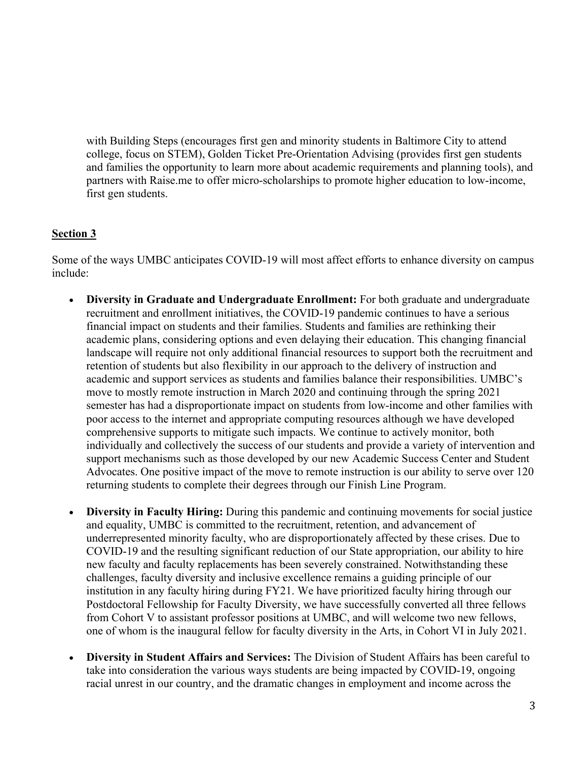with Building Steps (encourages first gen and minority students in Baltimore City to attend college, focus on STEM), Golden Ticket Pre-Orientation Advising (provides first gen students and families the opportunity to learn more about academic requirements and planning tools), and partners with Raise.me to offer micro-scholarships to promote higher education to low-income, first gen students.

## Section 3

Some of the ways UMBC anticipates COVID-19 will most affect efforts to enhance diversity on campus include:

- **Diversity in Graduate and Undergraduate Enrollment:** For both graduate and undergraduate recruitment and enrollment initiatives, the COVID-19 pandemic continues to have a serious financial impact on students and their families. Students and families are rethinking their academic plans, considering options and even delaying their education. This changing financial landscape will require not only additional financial resources to support both the recruitment and retention of students but also flexibility in our approach to the delivery of instruction and academic and support services as students and families balance their responsibilities. UMBC's move to mostly remote instruction in March 2020 and continuing through the spring 2021 semester has had a disproportionate impact on students from low-income and other families with poor access to the internet and appropriate computing resources although we have developed comprehensive supports to mitigate such impacts. We continue to actively monitor, both individually and collectively the success of our students and provide a variety of intervention and support mechanisms such as those developed by our new Academic Success Center and Student Advocates. One positive impact of the move to remote instruction is our ability to serve over 120 returning students to complete their degrees through our Finish Line Program.
- **Diversity in Faculty Hiring:** During this pandemic and continuing movements for social justice and equality, UMBC is committed to the recruitment, retention, and advancement of underrepresented minority faculty, who are disproportionately affected by these crises. Due to COVID-19 and the resulting significant reduction of our State appropriation, our ability to hire new faculty and faculty replacements has been severely constrained. Notwithstanding these challenges, faculty diversity and inclusive excellence remains a guiding principle of our institution in any faculty hiring during FY21. We have prioritized faculty hiring through our Postdoctoral Fellowship for Faculty Diversity, we have successfully converted all three fellows from Cohort V to assistant professor positions at UMBC, and will welcome two new fellows, one of whom is the inaugural fellow for faculty diversity in the Arts, in Cohort VI in July 2021.
- **Diversity in Student Affairs and Services:** The Division of Student Affairs has been careful to take into consideration the various ways students are being impacted by COVID-19, ongoing racial unrest in our country, and the dramatic changes in employment and income across the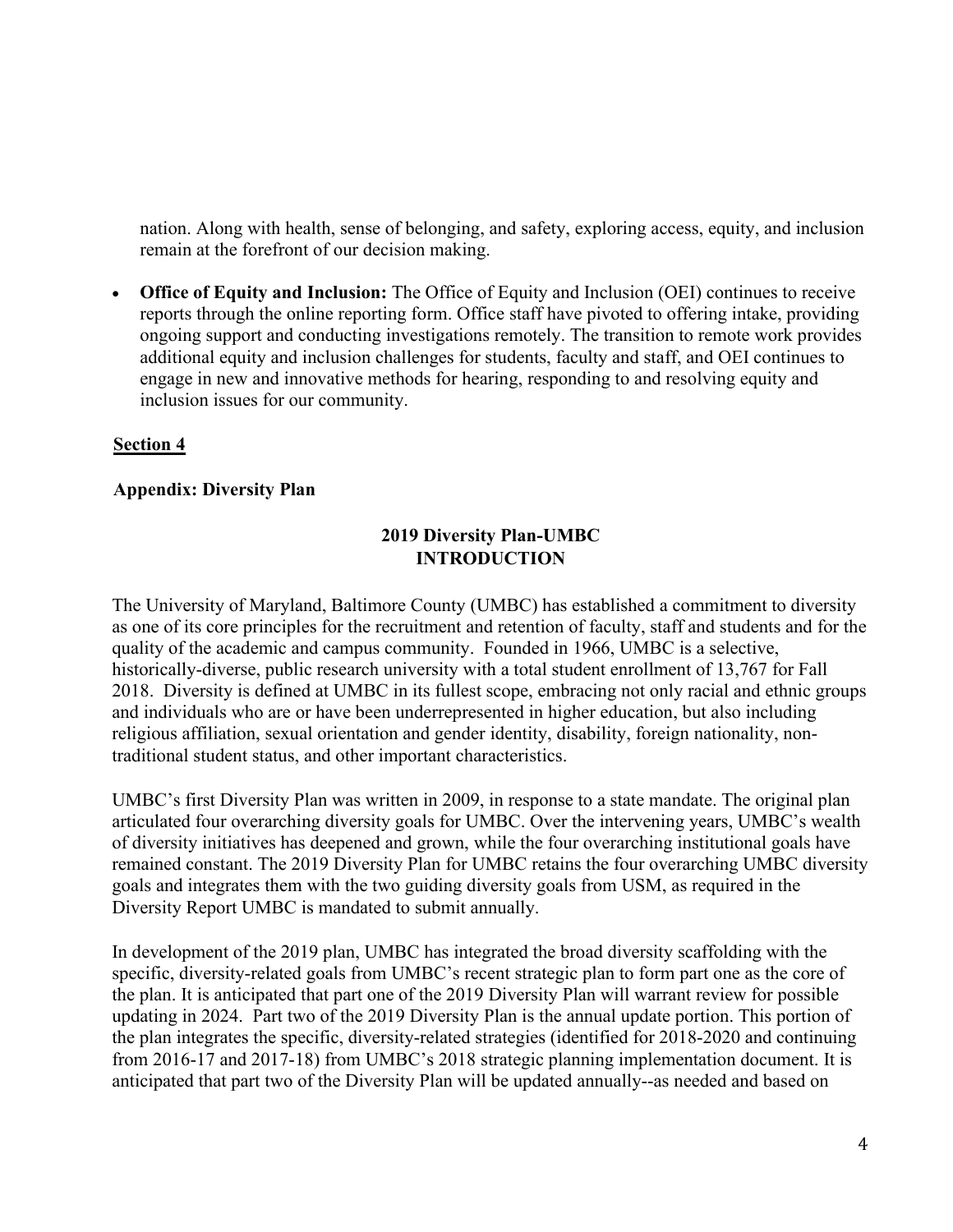nation. Along with health, sense of belonging, and safety, exploring access, equity, and inclusion remain at the forefront of our decision making.

- **Office of Equity and Inclusion:** The Office of Equity and Inclusion (OEI) continues to receive reports through the online reporting form. Office staff have pivoted to offering intake, providing ongoing support and conducting investigations remotely. The transition to remote work provides additional equity and inclusion challenges for students, faculty and staff, and OEI continues to engage in new and innovative methods for hearing, responding to and resolving equity and inclusion issues for our community.

## Section 4

### Appendix: Diversity Plan

### 2019 Diversity Plan-UMBC
### INTRODUCTION

The University of Maryland, Baltimore County (UMBC) has established a commitment to diversity as one of its core principles for the recruitment and retention of faculty, staff and students and for the quality of the academic and campus community. Founded in 1966, UMBC is a selective, historically-diverse, public research university with a total student enrollment of 13,767 for Fall 2018. Diversity is defined at UMBC in its fullest scope, embracing not only racial and ethnic groups and individuals who are or have been underrepresented in higher education, but also including religious affiliation, sexual orientation and gender identity, disability, foreign nationality, non-traditional student status, and other important characteristics.

UMBC's first Diversity Plan was written in 2009, in response to a state mandate. The original plan articulated four overarching diversity goals for UMBC. Over the intervening years, UMBC's wealth of diversity initiatives has deepened and grown, while the four overarching institutional goals have remained constant. The 2019 Diversity Plan for UMBC retains the four overarching UMBC diversity goals and integrates them with the two guiding diversity goals from USM, as required in the Diversity Report UMBC is mandated to submit annually.

In development of the 2019 plan, UMBC has integrated the broad diversity scaffolding with the specific, diversity-related goals from UMBC's recent strategic plan to form part one as the core of the plan. It is anticipated that part one of the 2019 Diversity Plan will warrant review for possible updating in 2024. Part two of the 2019 Diversity Plan is the annual update portion. This portion of the plan integrates the specific, diversity-related strategies (identified for 2018-2020 and continuing from 2016-17 and 2017-18) from UMBC's 2018 strategic planning implementation document. It is anticipated that part two of the Diversity Plan will be updated annually--as needed and based on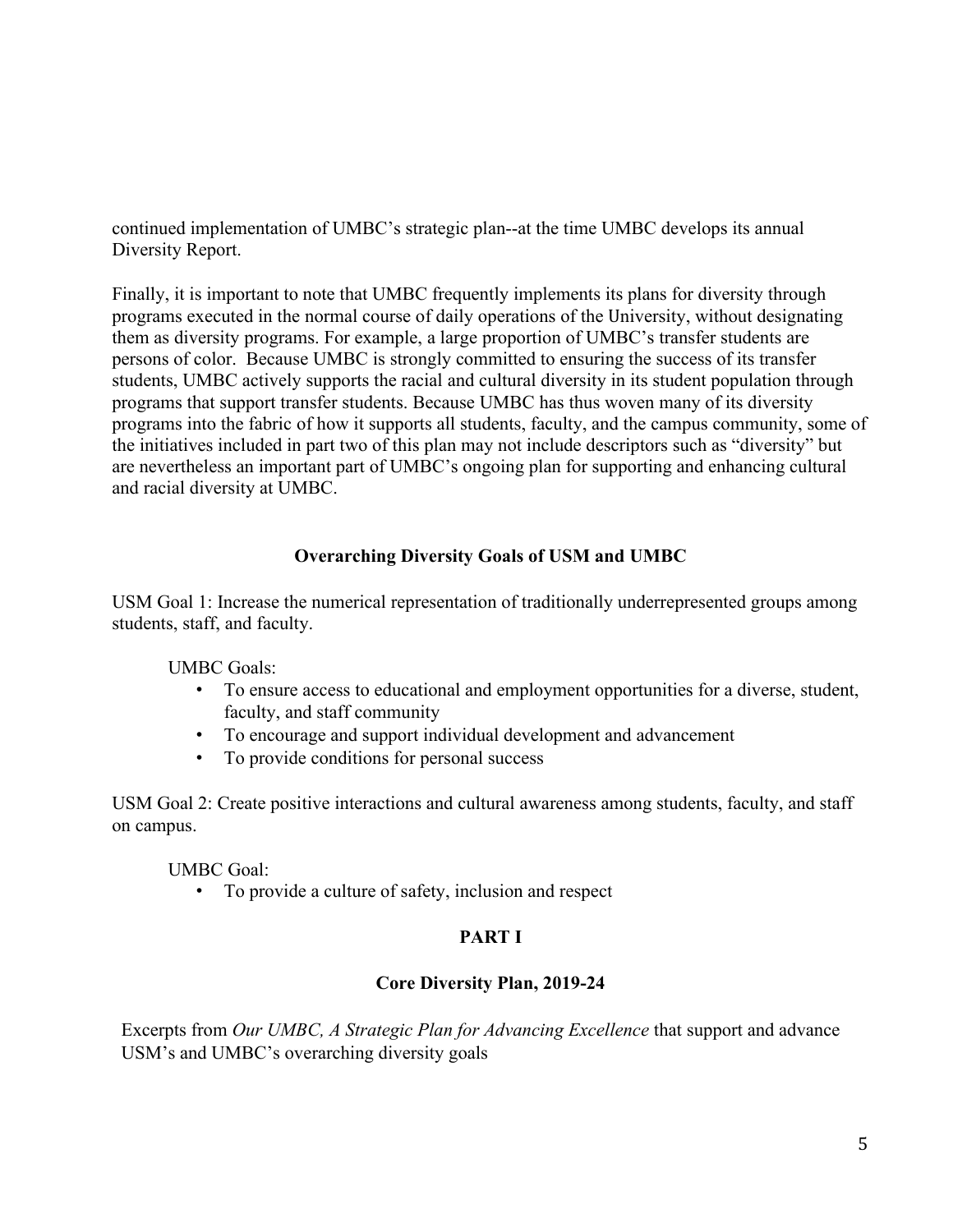continued implementation of UMBC's strategic plan--at the time UMBC develops its annual Diversity Report.

Finally, it is important to note that UMBC frequently implements its plans for diversity through programs executed in the normal course of daily operations of the University, without designating them as diversity programs. For example, a large proportion of UMBC's transfer students are persons of color. Because UMBC is strongly committed to ensuring the success of its transfer students, UMBC actively supports the racial and cultural diversity in its student population through programs that support transfer students. Because UMBC has thus woven many of its diversity programs into the fabric of how it supports all students, faculty, and the campus community, some of the initiatives included in part two of this plan may not include descriptors such as "diversity" but are nevertheless an important part of UMBC's ongoing plan for supporting and enhancing cultural and racial diversity at UMBC.

## Overarching Diversity Goals of USM and UMBC

USM Goal 1: Increase the numerical representation of traditionally underrepresented groups among students, staff, and faculty.

UMBC Goals:

- To ensure access to educational and employment opportunities for a diverse, student, faculty, and staff community
- To encourage and support individual development and advancement
- To provide conditions for personal success

USM Goal 2: Create positive interactions and cultural awareness among students, faculty, and staff on campus.

UMBC Goal:

- To provide a culture of safety, inclusion and respect

## PART I

## Core Diversity Plan, 2019-24

Excerpts from *Our UMBC, A Strategic Plan for Advancing Excellence* that support and advance USM's and UMBC's overarching diversity goals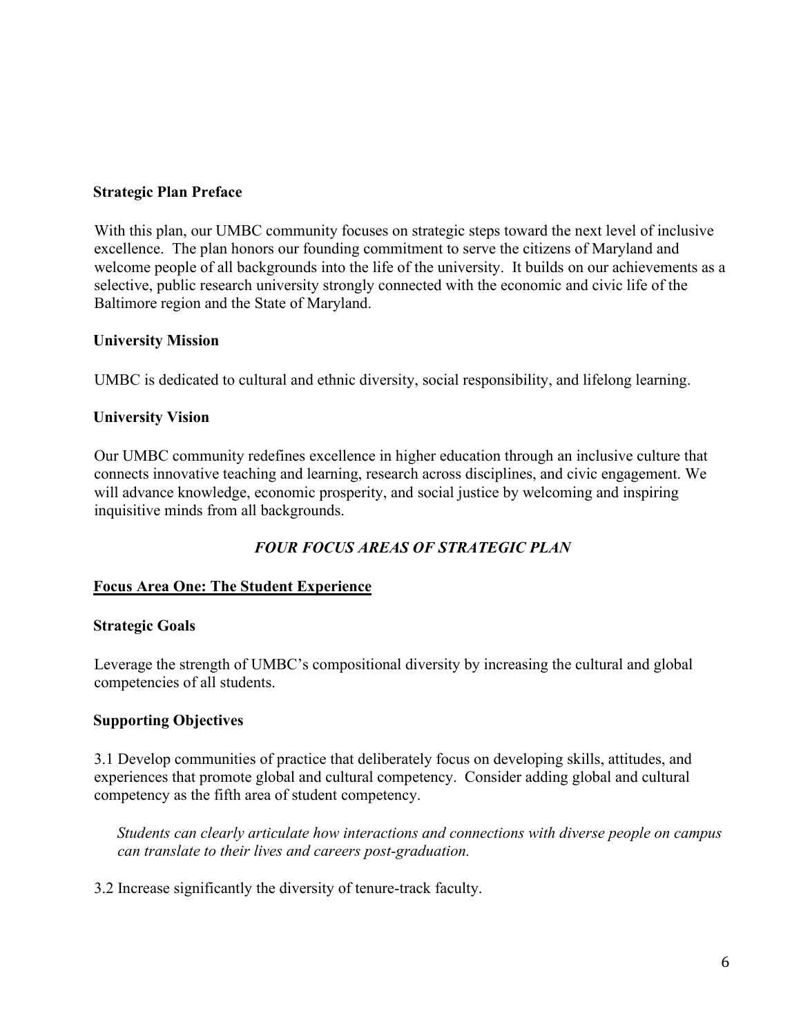## Strategic Plan Preface

With this plan, our UMBC community focuses on strategic steps toward the next level of inclusive excellence. The plan honors our founding commitment to serve the citizens of Maryland and welcome people of all backgrounds into the life of the university. It builds on our achievements as a selective, public research university strongly connected with the economic and civic life of the Baltimore region and the State of Maryland.

## University Mission

UMBC is dedicated to cultural and ethnic diversity, social responsibility, and lifelong learning.

## University Vision

Our UMBC community redefines excellence in higher education through an inclusive culture that connects innovative teaching and learning, research across disciplines, and civic engagement. We will advance knowledge, economic prosperity, and social justice by welcoming and inspiring inquisitive minds from all backgrounds.

## *FOUR FOCUS AREAS OF STRATEGIC PLAN*

### Focus Area One: The Student Experience

#### Strategic Goals

Leverage the strength of UMBC's compositional diversity by increasing the cultural and global competencies of all students.

#### Supporting Objectives

3.1 Develop communities of practice that deliberately focus on developing skills, attitudes, and experiences that promote global and cultural competency. Consider adding global and cultural competency as the fifth area of student competency.

*Students can clearly articulate how interactions and connections with diverse people on campus can translate to their lives and careers post-graduation.*

3.2 Increase significantly the diversity of tenure-track faculty.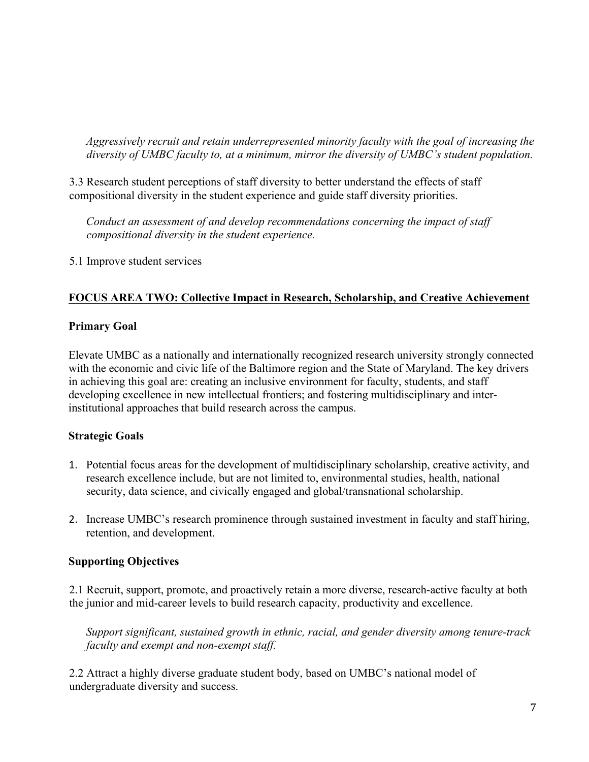*Aggressively recruit and retain underrepresented minority faculty with the goal of increasing the diversity of UMBC faculty to, at a minimum, mirror the diversity of UMBC's student population.*

3.3 Research student perceptions of staff diversity to better understand the effects of staff compositional diversity in the student experience and guide staff diversity priorities.

*Conduct an assessment of and develop recommendations concerning the impact of staff compositional diversity in the student experience.*

5.1 Improve student services

## **<u>FOCUS AREA TWO: Collective Impact in Research, Scholarship, and Creative Achievement</u>**

### Primary Goal

Elevate UMBC as a nationally and internationally recognized research university strongly connected with the economic and civic life of the Baltimore region and the State of Maryland. The key drivers in achieving this goal are: creating an inclusive environment for faculty, students, and staff developing excellence in new intellectual frontiers; and fostering multidisciplinary and inter-institutional approaches that build research across the campus.

### Strategic Goals

1. Potential focus areas for the development of multidisciplinary scholarship, creative activity, and research excellence include, but are not limited to, environmental studies, health, national security, data science, and civically engaged and global/transnational scholarship.

2. Increase UMBC's research prominence through sustained investment in faculty and staff hiring, retention, and development.

### Supporting Objectives

2.1 Recruit, support, promote, and proactively retain a more diverse, research-active faculty at both the junior and mid-career levels to build research capacity, productivity and excellence.

*Support significant, sustained growth in ethnic, racial, and gender diversity among tenure-track faculty and exempt and non-exempt staff.*

2.2 Attract a highly diverse graduate student body, based on UMBC's national model of undergraduate diversity and success.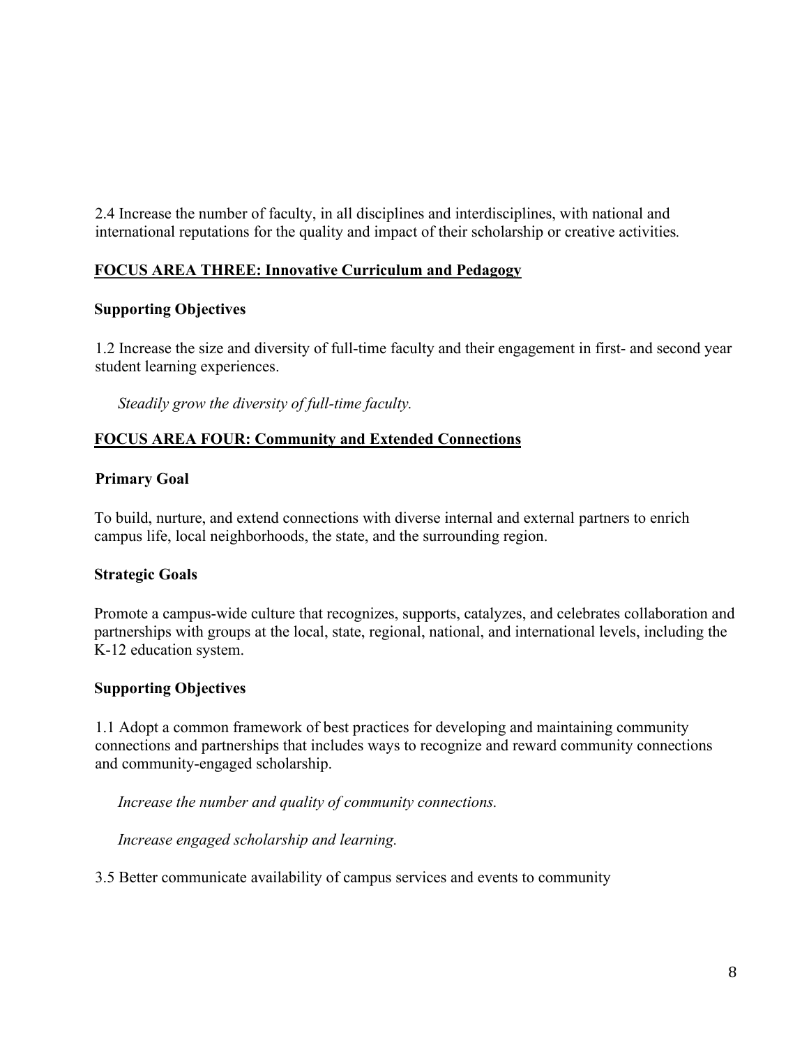2.4 Increase the number of faculty, in all disciplines and interdisciplines, with national and international reputations for the quality and impact of their scholarship or creative activities.

## FOCUS AREA THREE: Innovative Curriculum and Pedagogy

### Supporting Objectives

1.2 Increase the size and diversity of full-time faculty and their engagement in first- and second year student learning experiences.

*Steadily grow the diversity of full-time faculty.*

## FOCUS AREA FOUR: Community and Extended Connections

### Primary Goal

To build, nurture, and extend connections with diverse internal and external partners to enrich campus life, local neighborhoods, the state, and the surrounding region.

### Strategic Goals

Promote a campus-wide culture that recognizes, supports, catalyzes, and celebrates collaboration and partnerships with groups at the local, state, regional, national, and international levels, including the K-12 education system.

### Supporting Objectives

1.1 Adopt a common framework of best practices for developing and maintaining community connections and partnerships that includes ways to recognize and reward community connections and community-engaged scholarship.

*Increase the number and quality of community connections.*

*Increase engaged scholarship and learning.*

3.5 Better communicate availability of campus services and events to community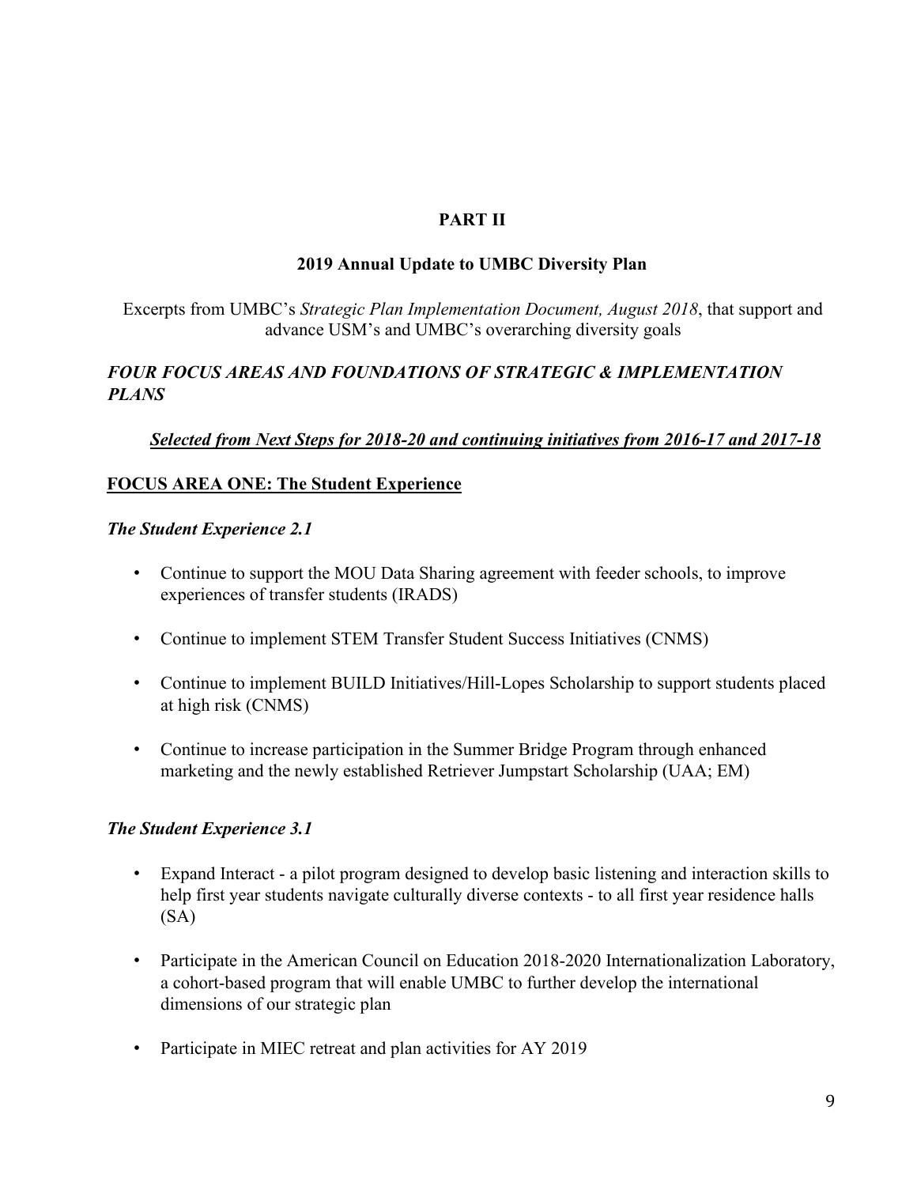# PART II

## 2019 Annual Update to UMBC Diversity Plan

Excerpts from UMBC's *Strategic Plan Implementation Document, August 2018*, that support and advance USM's and UMBC's overarching diversity goals

### *FOUR FOCUS AREAS AND FOUNDATIONS OF STRATEGIC & IMPLEMENTATION PLANS*

***<u>Selected from Next Steps for 2018-20 and continuing initiatives from 2016-17 and 2017-18</u>***

### <u>FOCUS AREA ONE: The Student Experience</u>

***The Student Experience 2.1***

- Continue to support the MOU Data Sharing agreement with feeder schools, to improve experiences of transfer students (IRADS)
- Continue to implement STEM Transfer Student Success Initiatives (CNMS)
- Continue to implement BUILD Initiatives/Hill-Lopes Scholarship to support students placed at high risk (CNMS)
- Continue to increase participation in the Summer Bridge Program through enhanced marketing and the newly established Retriever Jumpstart Scholarship (UAA; EM)

***The Student Experience 3.1***

- Expand Interact - a pilot program designed to develop basic listening and interaction skills to help first year students navigate culturally diverse contexts - to all first year residence halls (SA)
- Participate in the American Council on Education 2018-2020 Internationalization Laboratory, a cohort-based program that will enable UMBC to further develop the international dimensions of our strategic plan
- Participate in MIEC retreat and plan activities for AY 2019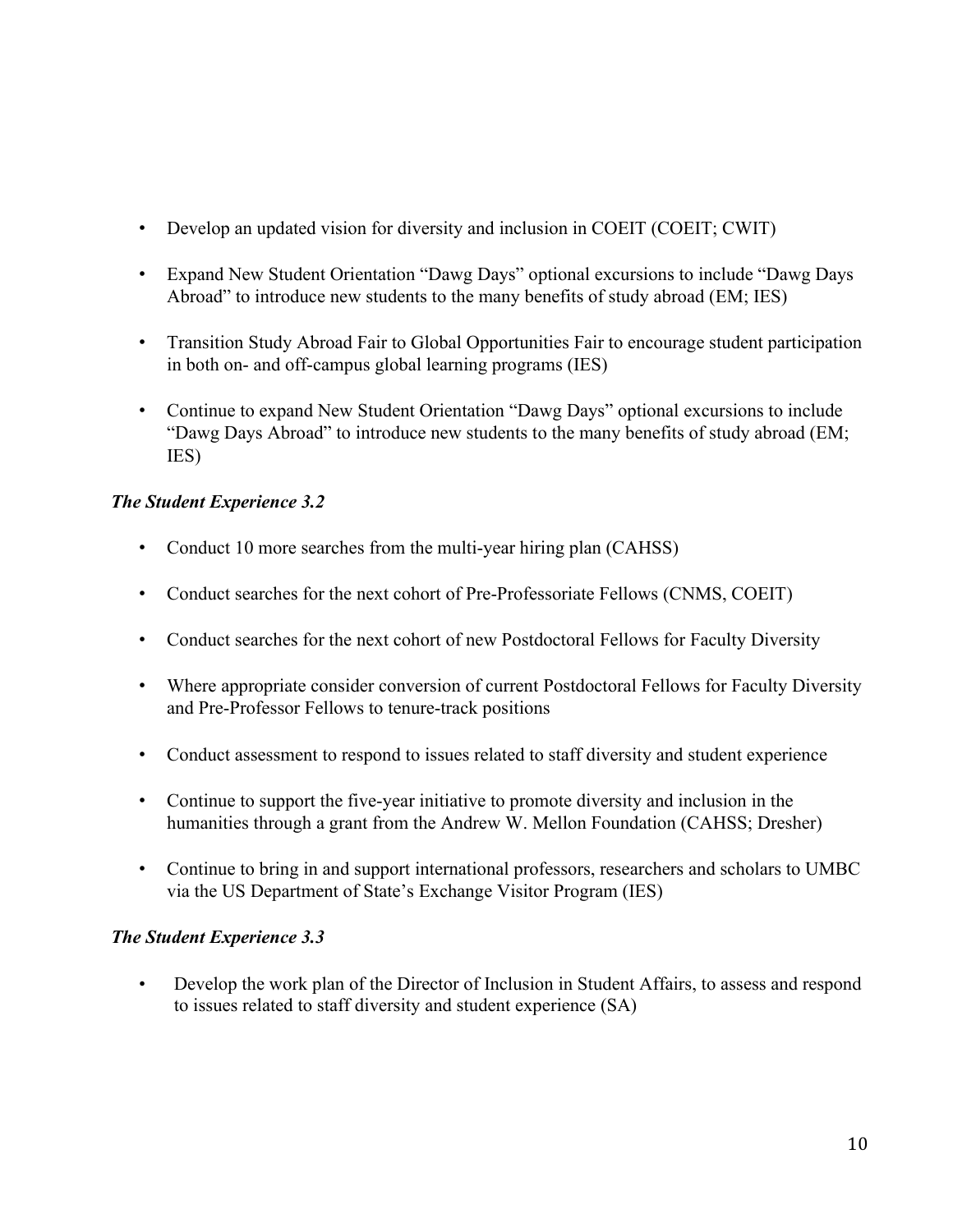- Develop an updated vision for diversity and inclusion in COEIT (COEIT; CWIT)
- Expand New Student Orientation "Dawg Days" optional excursions to include "Dawg Days Abroad" to introduce new students to the many benefits of study abroad (EM; IES)
- Transition Study Abroad Fair to Global Opportunities Fair to encourage student participation in both on- and off-campus global learning programs (IES)
- Continue to expand New Student Orientation "Dawg Days" optional excursions to include "Dawg Days Abroad" to introduce new students to the many benefits of study abroad (EM; IES)

***The Student Experience 3.2***

- Conduct 10 more searches from the multi-year hiring plan (CAHSS)
- Conduct searches for the next cohort of Pre-Professoriate Fellows (CNMS, COEIT)
- Conduct searches for the next cohort of new Postdoctoral Fellows for Faculty Diversity
- Where appropriate consider conversion of current Postdoctoral Fellows for Faculty Diversity and Pre-Professor Fellows to tenure-track positions
- Conduct assessment to respond to issues related to staff diversity and student experience
- Continue to support the five-year initiative to promote diversity and inclusion in the humanities through a grant from the Andrew W. Mellon Foundation (CAHSS; Dresher)
- Continue to bring in and support international professors, researchers and scholars to UMBC via the US Department of State's Exchange Visitor Program (IES)

***The Student Experience 3.3***

- Develop the work plan of the Director of Inclusion in Student Affairs, to assess and respond to issues related to staff diversity and student experience (SA)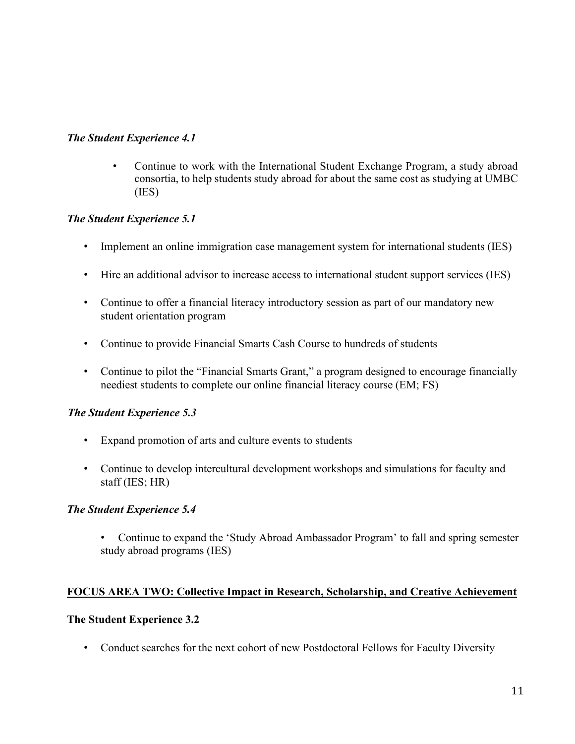***The Student Experience 4.1***

- Continue to work with the International Student Exchange Program, a study abroad consortia, to help students study abroad for about the same cost as studying at UMBC (IES)

***The Student Experience 5.1***

- Implement an online immigration case management system for international students (IES)
- Hire an additional advisor to increase access to international student support services (IES)
- Continue to offer a financial literacy introductory session as part of our mandatory new student orientation program
- Continue to provide Financial Smarts Cash Course to hundreds of students
- Continue to pilot the "Financial Smarts Grant," a program designed to encourage financially neediest students to complete our online financial literacy course (EM; FS)

***The Student Experience 5.3***

- Expand promotion of arts and culture events to students
- Continue to develop intercultural development workshops and simulations for faculty and staff (IES; HR)

***The Student Experience 5.4***

- Continue to expand the 'Study Abroad Ambassador Program' to fall and spring semester study abroad programs (IES)

## <u>**FOCUS AREA TWO: Collective Impact in Research, Scholarship, and Creative Achievement**</u>

**The Student Experience 3.2**

- Conduct searches for the next cohort of new Postdoctoral Fellows for Faculty Diversity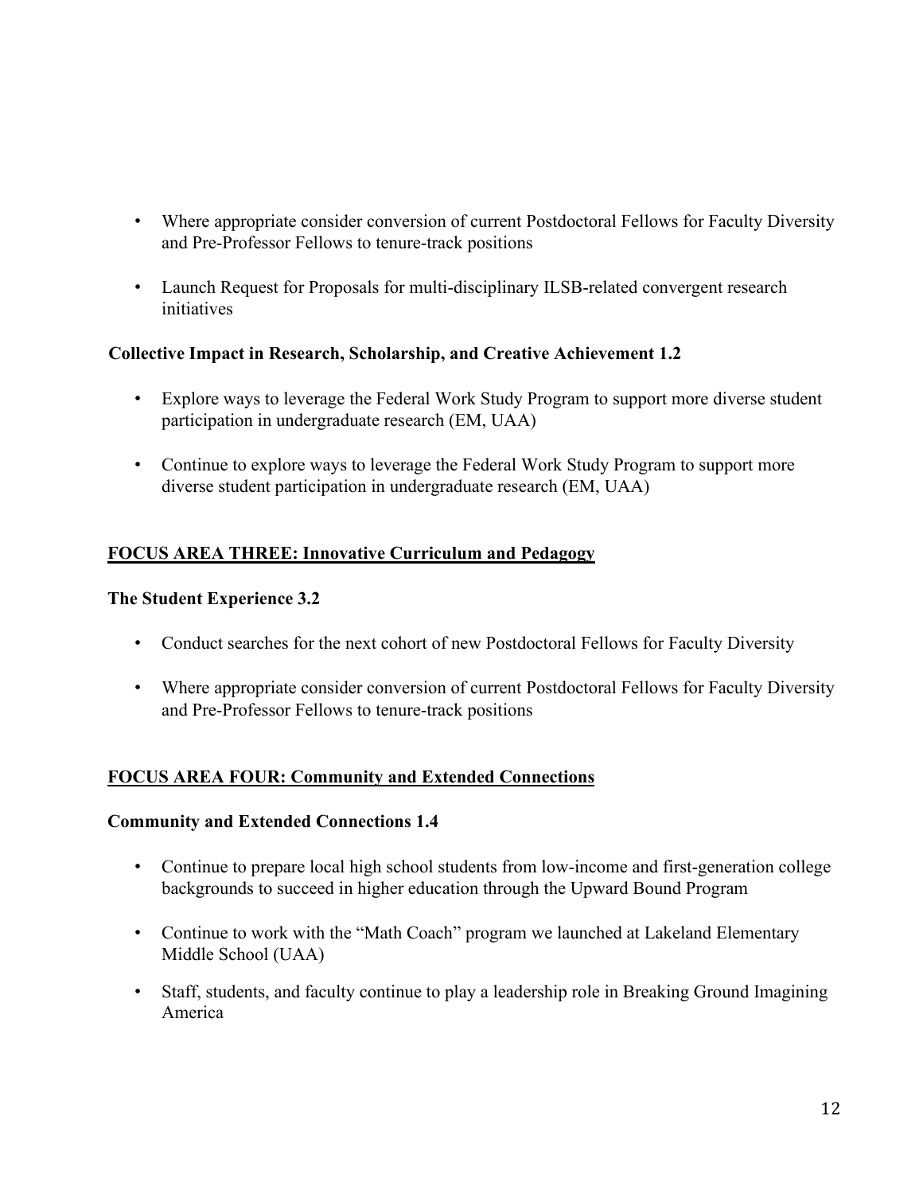- Where appropriate consider conversion of current Postdoctoral Fellows for Faculty Diversity and Pre-Professor Fellows to tenure-track positions

- Launch Request for Proposals for multi-disciplinary ILSB-related convergent research initiatives

**Collective Impact in Research, Scholarship, and Creative Achievement 1.2**

- Explore ways to leverage the Federal Work Study Program to support more diverse student participation in undergraduate research (EM, UAA)

- Continue to explore ways to leverage the Federal Work Study Program to support more diverse student participation in undergraduate research (EM, UAA)

## **<u>FOCUS AREA THREE: Innovative Curriculum and Pedagogy</u>**

**The Student Experience 3.2**

- Conduct searches for the next cohort of new Postdoctoral Fellows for Faculty Diversity

- Where appropriate consider conversion of current Postdoctoral Fellows for Faculty Diversity and Pre-Professor Fellows to tenure-track positions

## **<u>FOCUS AREA FOUR: Community and Extended Connections</u>**

**Community and Extended Connections 1.4**

- Continue to prepare local high school students from low-income and first-generation college backgrounds to succeed in higher education through the Upward Bound Program

- Continue to work with the "Math Coach" program we launched at Lakeland Elementary Middle School (UAA)

- Staff, students, and faculty continue to play a leadership role in Breaking Ground Imagining America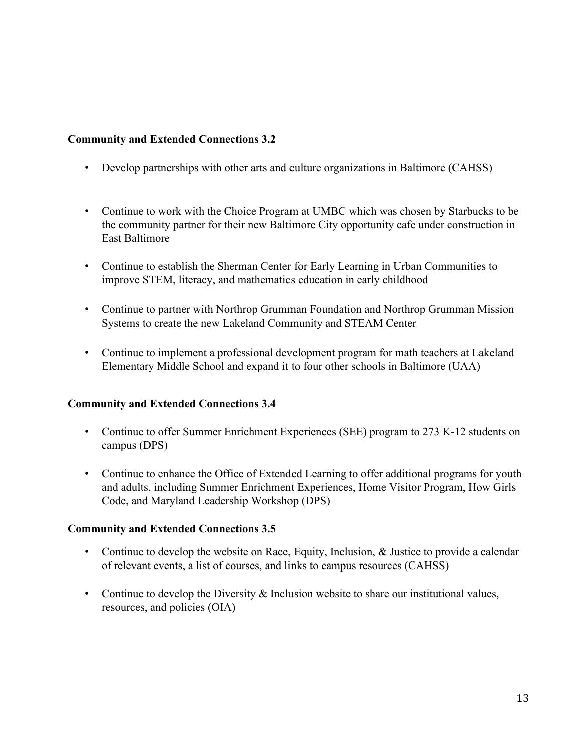**Community and Extended Connections 3.2**

- Develop partnerships with other arts and culture organizations in Baltimore (CAHSS)
- Continue to work with the Choice Program at UMBC which was chosen by Starbucks to be the community partner for their new Baltimore City opportunity cafe under construction in East Baltimore
- Continue to establish the Sherman Center for Early Learning in Urban Communities to improve STEM, literacy, and mathematics education in early childhood
- Continue to partner with Northrop Grumman Foundation and Northrop Grumman Mission Systems to create the new Lakeland Community and STEAM Center
- Continue to implement a professional development program for math teachers at Lakeland Elementary Middle School and expand it to four other schools in Baltimore (UAA)

**Community and Extended Connections 3.4**

- Continue to offer Summer Enrichment Experiences (SEE) program to 273 K-12 students on campus (DPS)
- Continue to enhance the Office of Extended Learning to offer additional programs for youth and adults, including Summer Enrichment Experiences, Home Visitor Program, How Girls Code, and Maryland Leadership Workshop (DPS)

**Community and Extended Connections 3.5**

- Continue to develop the website on Race, Equity, Inclusion, & Justice to provide a calendar of relevant events, a list of courses, and links to campus resources (CAHSS)
- Continue to develop the Diversity & Inclusion website to share our institutional values, resources, and policies (OIA)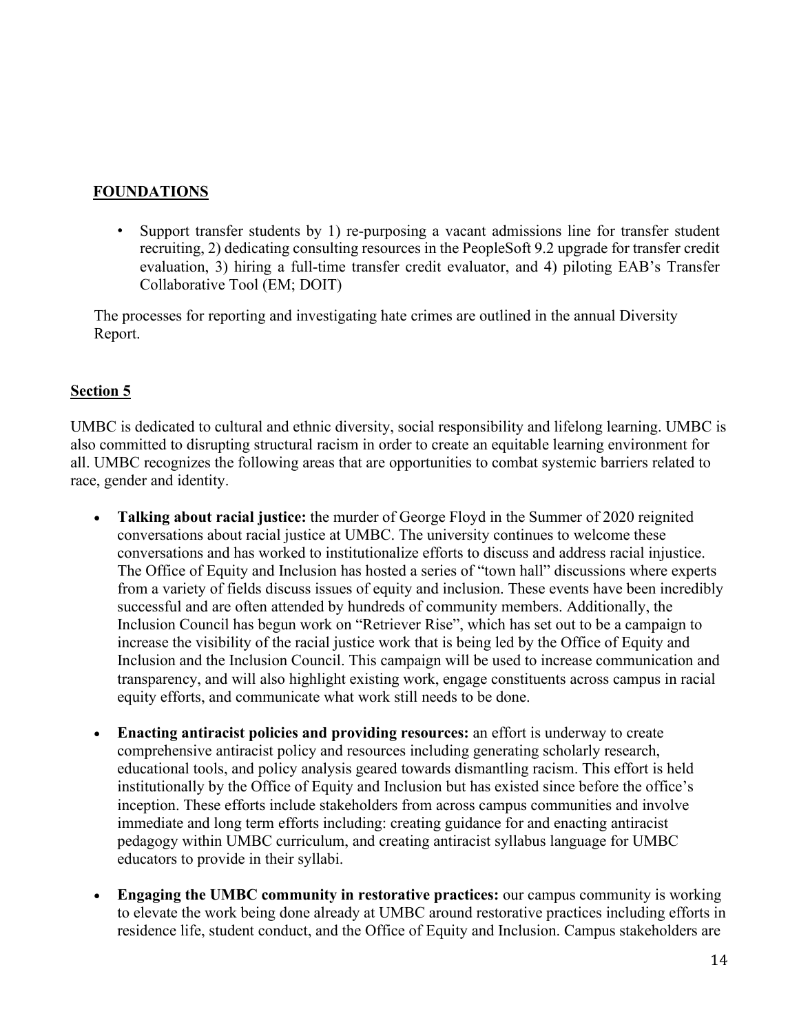**FOUNDATIONS**

- Support transfer students by 1) re-purposing a vacant admissions line for transfer student recruiting, 2) dedicating consulting resources in the PeopleSoft 9.2 upgrade for transfer credit evaluation, 3) hiring a full-time transfer credit evaluator, and 4) piloting EAB's Transfer Collaborative Tool (EM; DOIT)

The processes for reporting and investigating hate crimes are outlined in the annual Diversity Report.

## Section 5

UMBC is dedicated to cultural and ethnic diversity, social responsibility and lifelong learning. UMBC is also committed to disrupting structural racism in order to create an equitable learning environment for all. UMBC recognizes the following areas that are opportunities to combat systemic barriers related to race, gender and identity.

- **Talking about racial justice:** the murder of George Floyd in the Summer of 2020 reignited conversations about racial justice at UMBC. The university continues to welcome these conversations and has worked to institutionalize efforts to discuss and address racial injustice. The Office of Equity and Inclusion has hosted a series of "town hall" discussions where experts from a variety of fields discuss issues of equity and inclusion. These events have been incredibly successful and are often attended by hundreds of community members. Additionally, the Inclusion Council has begun work on "Retriever Rise", which has set out to be a campaign to increase the visibility of the racial justice work that is being led by the Office of Equity and Inclusion and the Inclusion Council. This campaign will be used to increase communication and transparency, and will also highlight existing work, engage constituents across campus in racial equity efforts, and communicate what work still needs to be done.
- **Enacting antiracist policies and providing resources:** an effort is underway to create comprehensive antiracist policy and resources including generating scholarly research, educational tools, and policy analysis geared towards dismantling racism. This effort is held institutionally by the Office of Equity and Inclusion but has existed since before the office's inception. These efforts include stakeholders from across campus communities and involve immediate and long term efforts including: creating guidance for and enacting antiracist pedagogy within UMBC curriculum, and creating antiracist syllabus language for UMBC educators to provide in their syllabi.
- **Engaging the UMBC community in restorative practices:** our campus community is working to elevate the work being done already at UMBC around restorative practices including efforts in residence life, student conduct, and the Office of Equity and Inclusion. Campus stakeholders are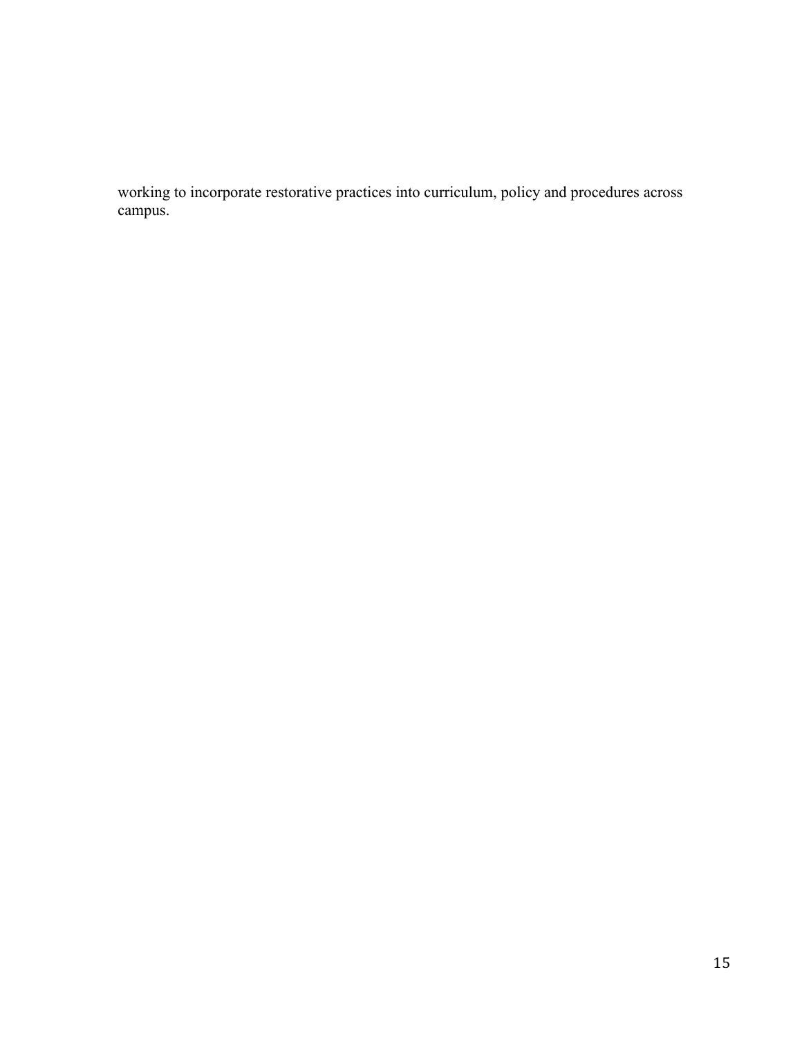working to incorporate restorative practices into curriculum, policy and procedures across campus.